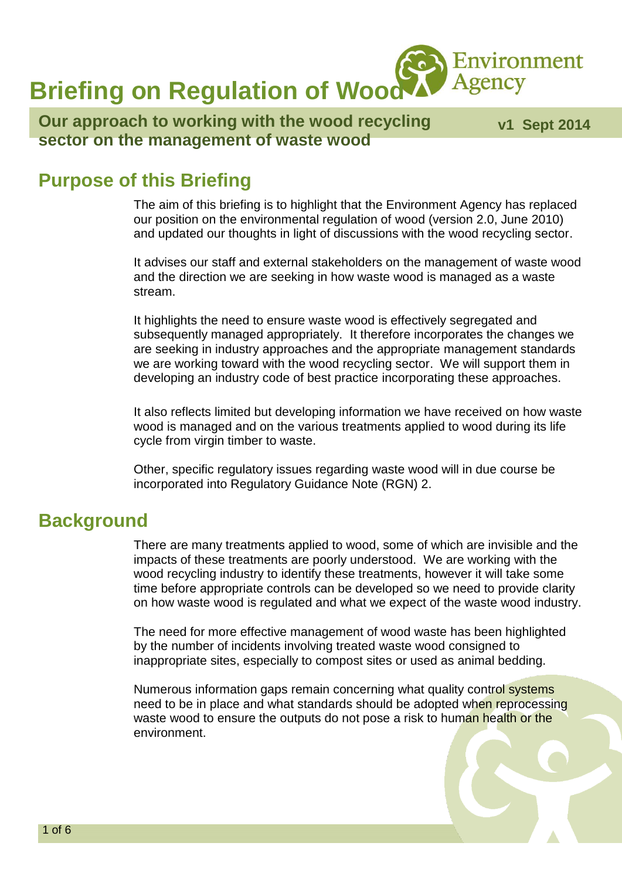# Briefing on Regulation of Wood

**Our approach to working with the wood recycling sector on the management of waste wood**

**v1 Sept 2014**

## Purpose of this Briefing

The aim of this briefing is to highlight that the Environment Agency has replaced our position on the environmental regulation of wood (version 2.0, June 2010) and updated our thoughts in light of discussions with the wood recycling sector.

It advises our staff and external stakeholders on the management of waste wood and the direction we are seeking in how waste wood is managed as a waste stream.

It highlights the need to ensure waste wood is effectively segregated and subsequently managed appropriately. It therefore incorporates the changes we are seeking in industry approaches and the appropriate management standards we are working toward with the wood recycling sector. We will support them in developing an industry code of best practice incorporating these approaches.

It also reflects limited but developing information we have received on how waste wood is managed and on the various treatments applied to wood during its life cycle from virgin timber to waste.

Other, specific regulatory issues regarding waste wood will in due course be incorporated into Regulatory Guidance Note (RGN) 2.

## Background

There are many treatments applied to wood, some of which are invisible and the impacts of these treatments are poorly understood. We are working with the wood recycling industry to identify these treatments, however it will take some time before appropriate controls can be developed so we need to provide clarity on how waste wood is regulated and what we expect of the waste wood industry.

The need for more effective management of wood waste has been highlighted by the number of incidents involving treated waste wood consigned to inappropriate sites, especially to compost sites or used as animal bedding.

Numerous information gaps remain concerning what quality control systems need to be in place and what standards should be adopted when reprocessing waste wood to ensure the outputs do not pose a risk to human health or the environment.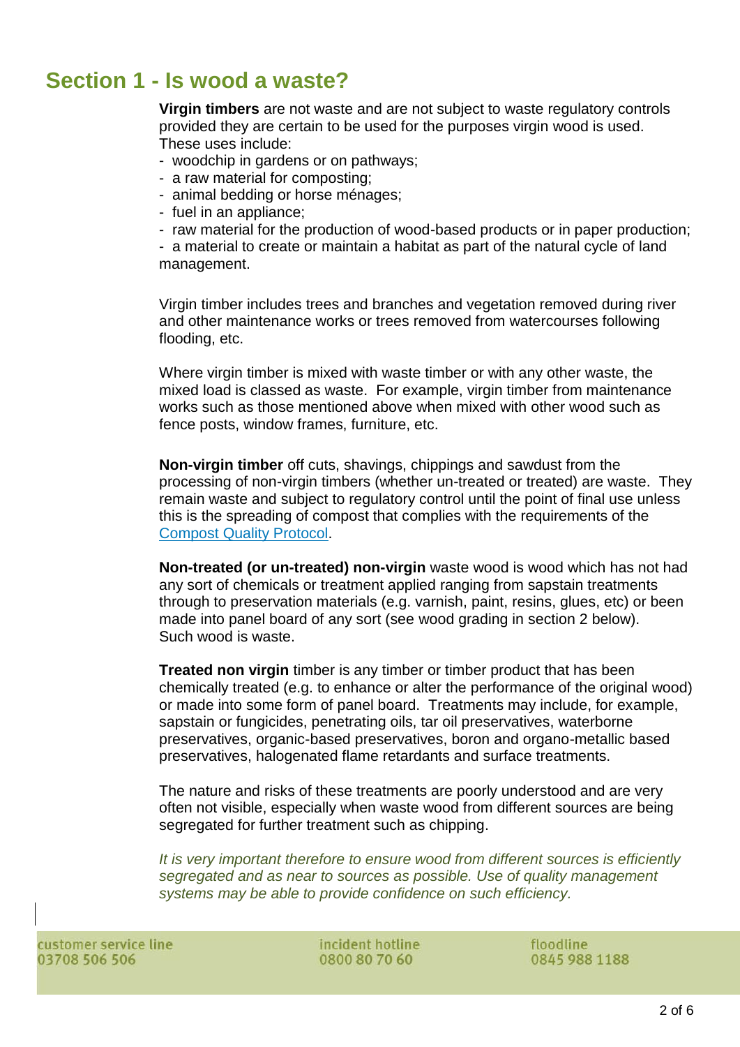## Section 1 - Is wood a waste?

**Virgin timbers** are not waste and are not subject to waste regulatory controls provided they are certain to be used for the purposes virgin wood is used. These uses include:

- woodchip in gardens or on pathways;
- a raw material for composting;
- animal bedding or horse ménages;
- fuel in an appliance;
- raw material for the production of wood-based products or in paper production;
- a material to create or maintain a habitat as part of the natural cycle of land management.

Virgin timber includes trees and branches and vegetation removed during river and other maintenance works or trees removed from watercourses following flooding, etc.

Where virgin timber is mixed with waste timber or with any other waste, the mixed load is classed as waste. For example, virgin timber from maintenance works such as those mentioned above when mixed with other wood such as fence posts, window frames, furniture, etc.

**Non-virgin timber** off cuts, shavings, chippings and sawdust from the processing of non-virgin timbers (whether un-treated or treated) are waste. They remain waste and subject to regulatory control until the point of final use unless this is the spreading of compost that complies with the requirements of the Compost Quality Protocol.

**Non-treated (or un-treated) non-virgin** waste wood is wood which has not had any sort of chemicals or treatment applied ranging from sapstain treatments through to preservation materials (e.g. varnish, paint, resins, glues, etc) or been made into panel board of any sort (see wood grading in section 2 below). Such wood is waste.

**Treated non virgin** timber is any timber or timber product that has been chemically treated (e.g. to enhance or alter the performance of the original wood) or made into some form of panel board. Treatments may include, for example, sapstain or fungicides, penetrating oils, tar oil preservatives, waterborne preservatives, organic-based preservatives, boron and organo-metallic based preservatives, halogenated flame retardants and surface treatments.

The nature and risks of these treatments are poorly understood and are very often not visible, especially when waste wood from different sources are being segregated for further treatment such as chipping.

*It is very important therefore to ensure wood from different sources is efficiently segregated and as near to sources as possible. Use of quality management systems may be able to provide confidence on such efficiency.*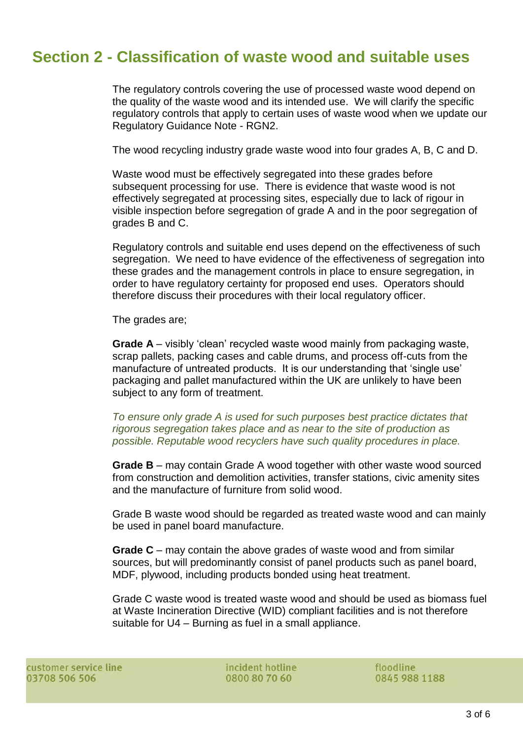## Section 2 - Classification of waste wood and suitable uses

The regulatory controls covering the use of processed waste wood depend on the quality of the waste wood and its intended use. We will clarify the specific regulatory controls that apply to certain uses of waste wood when we update our Regulatory Guidance Note - RGN2.

The wood recycling industry grade waste wood into four grades A, B, C and D.

Waste wood must be effectively segregated into these grades before subsequent processing for use. There is evidence that waste wood is not effectively segregated at processing sites, especially due to lack of rigour in visible inspection before segregation of grade A and in the poor segregation of grades B and C.

Regulatory controls and suitable end uses depend on the effectiveness of such segregation. We need to have evidence of the effectiveness of segregation into these grades and the management controls in place to ensure segregation, in order to have regulatory certainty for proposed end uses. Operators should therefore discuss their procedures with their local regulatory officer.

The grades are;

**Grade A** – visibly 'clean' recycled waste wood mainly from packaging waste, scrap pallets, packing cases and cable drums, and process off-cuts from the manufacture of untreated products. It is our understanding that 'single use' packaging and pallet manufactured within the UK are unlikely to have been subject to any form of treatment.

*To ensure only grade A is used for such purposes best practice dictates that rigorous segregation takes place and as near to the site of production as possible. Reputable wood recyclers have such quality procedures in place.*

**Grade B** – may contain Grade A wood together with other waste wood sourced from construction and demolition activities, transfer stations, civic amenity sites and the manufacture of furniture from solid wood.

Grade B waste wood should be regarded as treated waste wood and can mainly be used in panel board manufacture.

**Grade C** – may contain the above grades of waste wood and from similar sources, but will predominantly consist of panel products such as panel board, MDF, plywood, including products bonded using heat treatment.

Grade C waste wood is treated waste wood and should be used as biomass fuel at Waste Incineration Directive (WID) compliant facilities and is not therefore suitable for U4 – Burning as fuel in a small appliance.

customer service line
03708 506 506

incident hotline
0800 80 70 60

floodline
0845 988 1188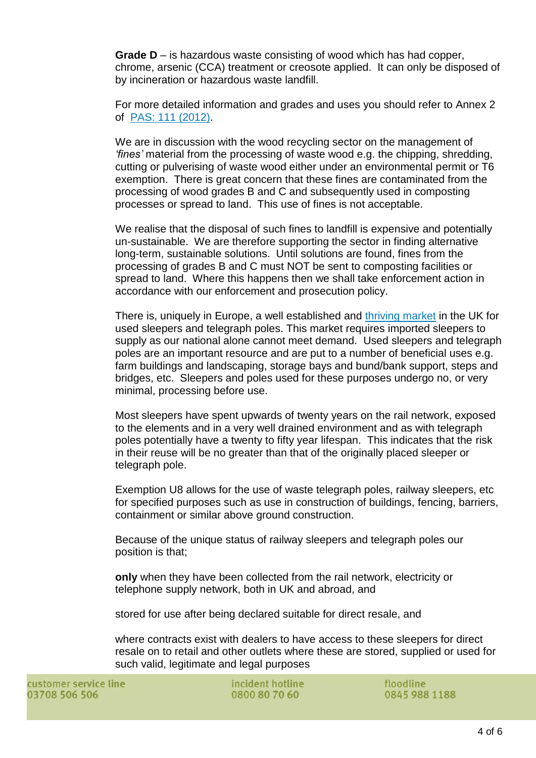**Grade D** – is hazardous waste consisting of wood which has had copper, chrome, arsenic (CCA) treatment or creosote applied. It can only be disposed of by incineration or hazardous waste landfill.

For more detailed information and grades and uses you should refer to Annex 2 of PAS: 111 (2012).

We are in discussion with the wood recycling sector on the management of *'fines'* material from the processing of waste wood e.g. the chipping, shredding, cutting or pulverising of waste wood either under an environmental permit or T6 exemption. There is great concern that these fines are contaminated from the processing of wood grades B and C and subsequently used in composting processes or spread to land. This use of fines is not acceptable.

We realise that the disposal of such fines to landfill is expensive and potentially un-sustainable. We are therefore supporting the sector in finding alternative long-term, sustainable solutions. Until solutions are found, fines from the processing of grades B and C must NOT be sent to composting facilities or spread to land. Where this happens then we shall take enforcement action in accordance with our enforcement and prosecution policy.

There is, uniquely in Europe, a well established and thriving market in the UK for used sleepers and telegraph poles. This market requires imported sleepers to supply as our national alone cannot meet demand. Used sleepers and telegraph poles are an important resource and are put to a number of beneficial uses e.g. farm buildings and landscaping, storage bays and bund/bank support, steps and bridges, etc. Sleepers and poles used for these purposes undergo no, or very minimal, processing before use.

Most sleepers have spent upwards of twenty years on the rail network, exposed to the elements and in a very well drained environment and as with telegraph poles potentially have a twenty to fifty year lifespan. This indicates that the risk in their reuse will be no greater than that of the originally placed sleeper or telegraph pole.

Exemption U8 allows for the use of waste telegraph poles, railway sleepers, etc for specified purposes such as use in construction of buildings, fencing, barriers, containment or similar above ground construction.

Because of the unique status of railway sleepers and telegraph poles our position is that;

**only** when they have been collected from the rail network, electricity or telephone supply network, both in UK and abroad, and

stored for use after being declared suitable for direct resale, and

where contracts exist with dealers to have access to these sleepers for direct resale on to retail and other outlets where these are stored, supplied or used for such valid, legitimate and legal purposes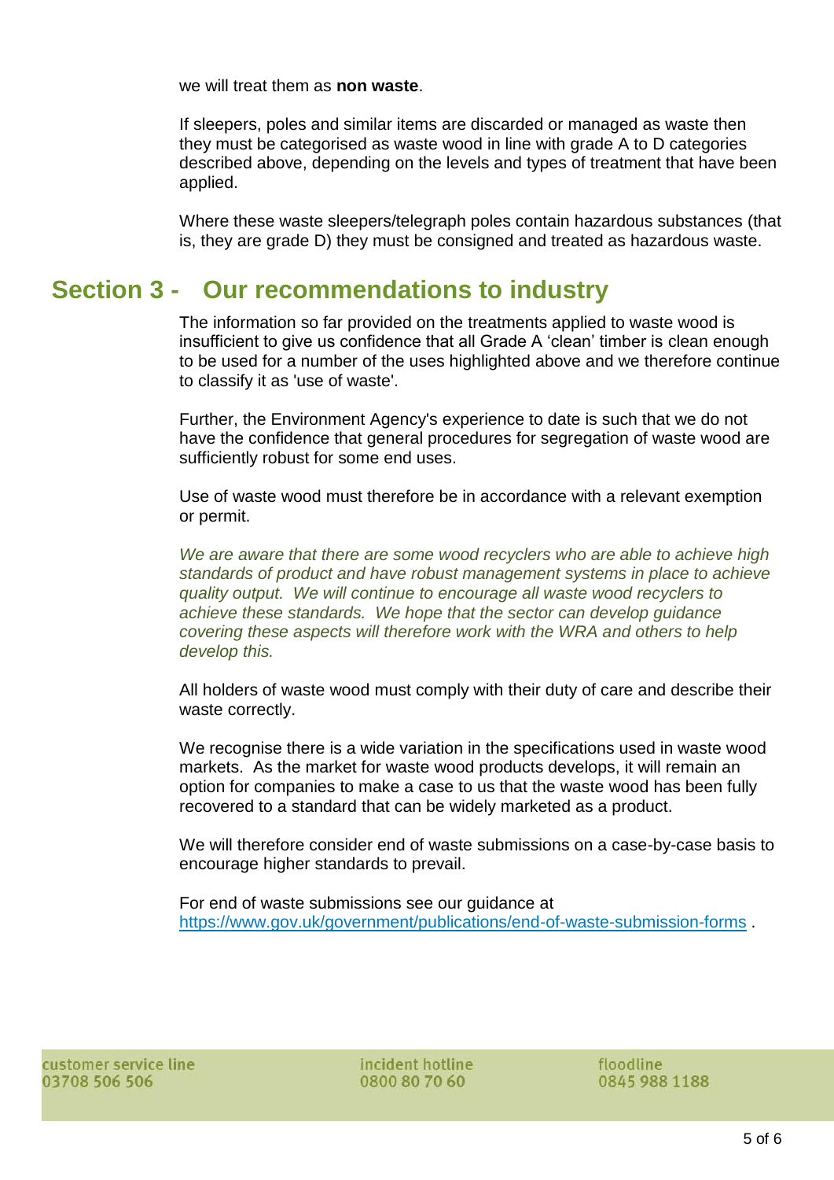we will treat them as **non waste**.

If sleepers, poles and similar items are discarded or managed as waste then they must be categorised as waste wood in line with grade A to D categories described above, depending on the levels and types of treatment that have been applied.

Where these waste sleepers/telegraph poles contain hazardous substances (that is, they are grade D) they must be consigned and treated as hazardous waste.

## Section 3 - Our recommendations to industry

The information so far provided on the treatments applied to waste wood is insufficient to give us confidence that all Grade A 'clean' timber is clean enough to be used for a number of the uses highlighted above and we therefore continue to classify it as 'use of waste'.

Further, the Environment Agency's experience to date is such that we do not have the confidence that general procedures for segregation of waste wood are sufficiently robust for some end uses.

Use of waste wood must therefore be in accordance with a relevant exemption or permit.

*We are aware that there are some wood recyclers who are able to achieve high standards of product and have robust management systems in place to achieve quality output. We will continue to encourage all waste wood recyclers to achieve these standards. We hope that the sector can develop guidance covering these aspects will therefore work with the WRA and others to help develop this.*

All holders of waste wood must comply with their duty of care and describe their waste correctly.

We recognise there is a wide variation in the specifications used in waste wood markets. As the market for waste wood products develops, it will remain an option for companies to make a case to us that the waste wood has been fully recovered to a standard that can be widely marketed as a product.

We will therefore consider end of waste submissions on a case-by-case basis to encourage higher standards to prevail.

For end of waste submissions see our guidance at https://www.gov.uk/government/publications/end-of-waste-submission-forms .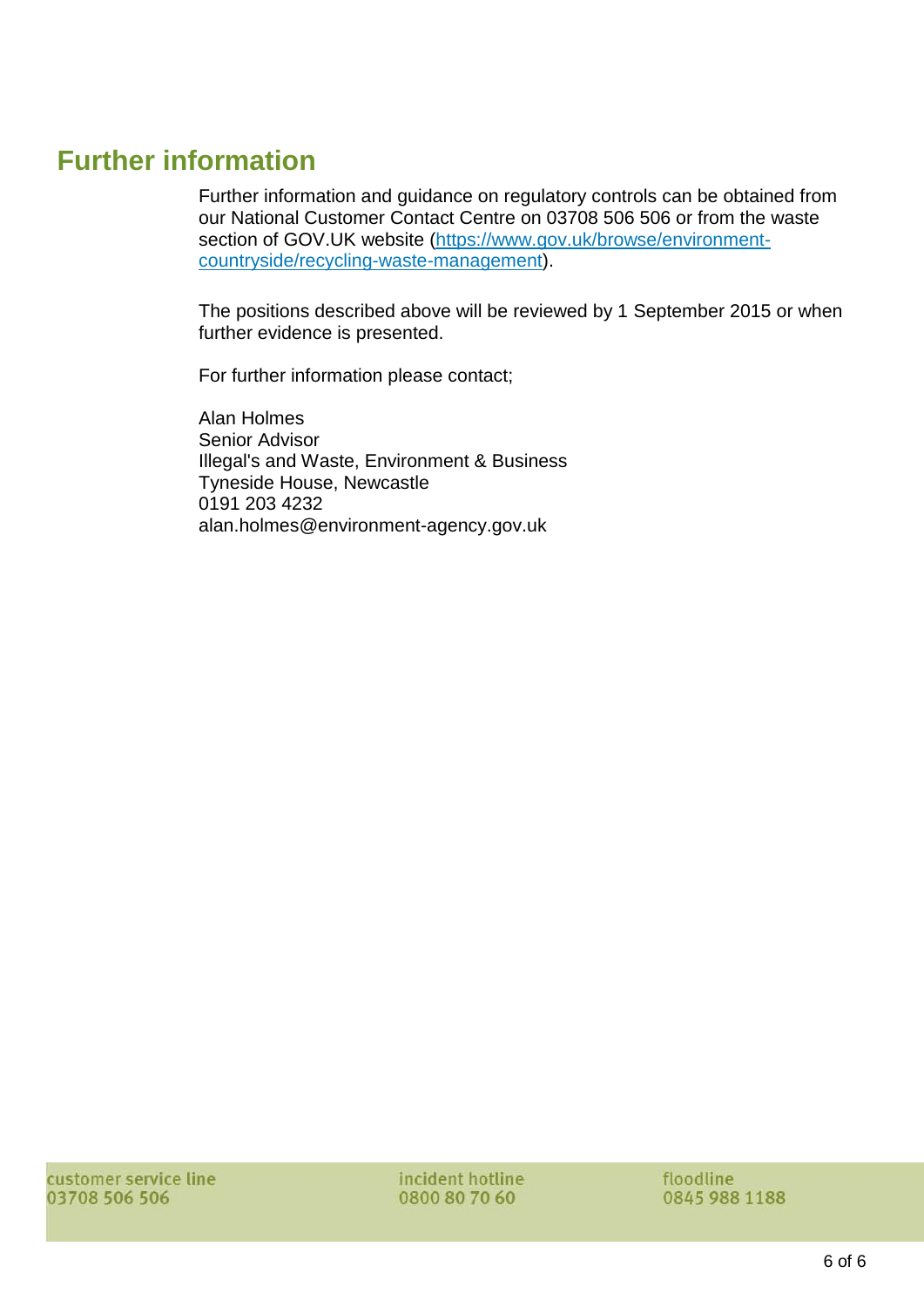## Further information

Further information and guidance on regulatory controls can be obtained from our National Customer Contact Centre on 03708 506 506 or from the waste section of GOV.UK website (https://www.gov.uk/browse/environment-countryside/recycling-waste-management).

The positions described above will be reviewed by 1 September 2015 or when further evidence is presented.

For further information please contact;

Alan Holmes
Senior Advisor
Illegal's and Waste, Environment & Business
Tyneside House, Newcastle
0191 203 4232
alan.holmes@environment-agency.gov.uk

customer service line
03708 506 506

incident hotline
0800 80 70 60

floodline
0845 988 1188